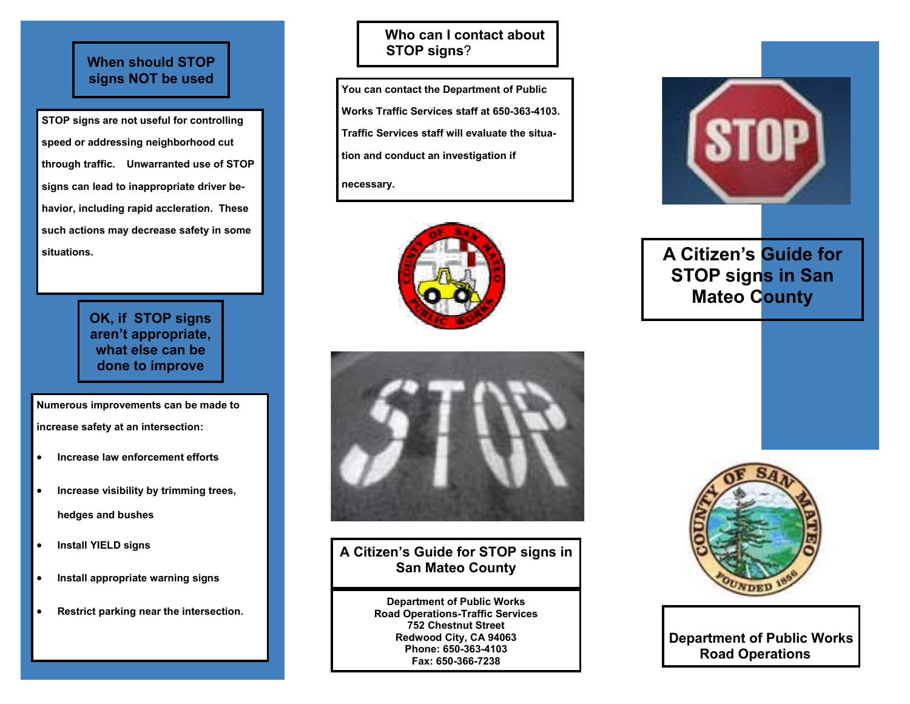## When should STOP signs NOT be used

STOP signs are not useful for controlling speed or addressing neighborhood cut through traffic. Unwarranted use of STOP signs can lead to inappropriate driver behavior, including rapid accleration. These such actions may decrease safety in some situations.

## OK, if STOP signs aren't appropriate, what else can be done to improve

Numerous improvements can be made to increase safety at an intersection:

- Increase law enforcement efforts
- Increase visibility by trimming trees, hedges and bushes
- Install YIELD signs
- Install appropriate warning signs
- Restrict parking near the intersection.

## Who can I contact about STOP signs?

You can contact the Department of Public Works Traffic Services staff at 650-363-4103. Traffic Services staff will evaluate the situation and conduct an investigation if necessary.

## A Citizen's Guide for STOP signs in San Mateo County

Department of Public Works
Road Operations-Traffic Services
752 Chestnut Street
Redwood City, CA 94063
Phone: 650-363-4103
Fax: 650-366-7238

# A Citizen's Guide for STOP signs in San Mateo County

Department of Public Works
Road Operations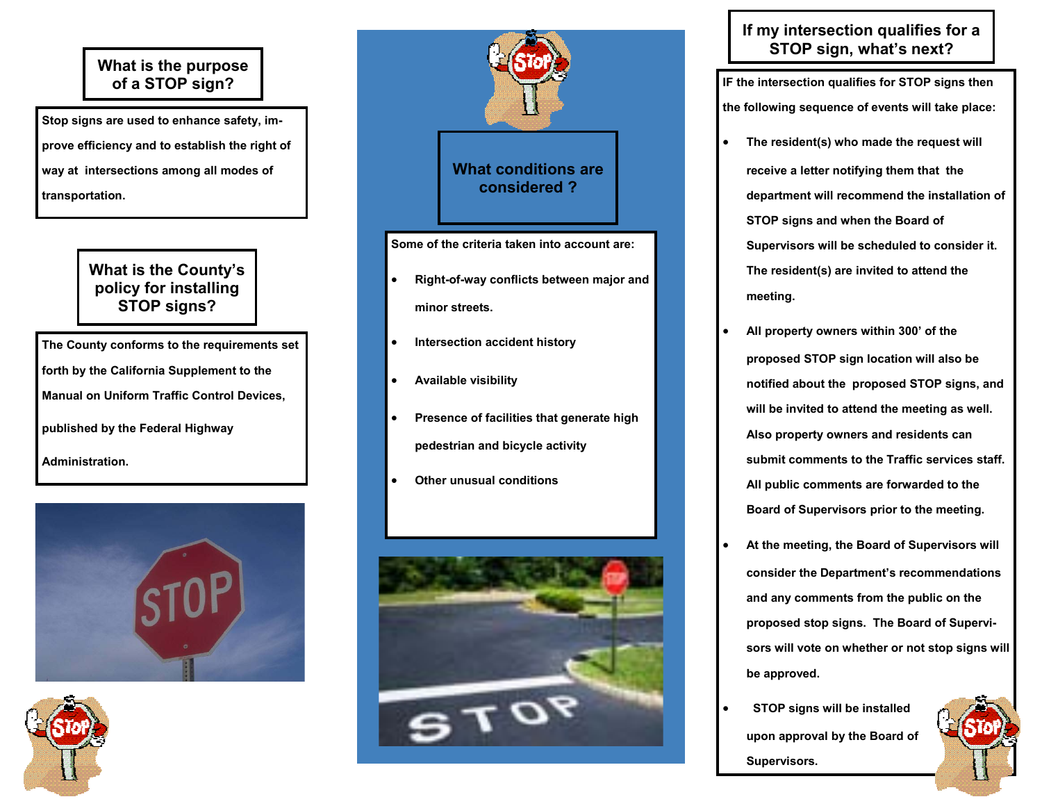## What is the purpose of a STOP sign?

Stop signs are used to enhance safety, improve efficiency and to establish the right of way at intersections among all modes of transportation.

## What is the County's policy for installing STOP signs?

The County conforms to the requirements set forth by the California Supplement to the Manual on Uniform Traffic Control Devices, published by the Federal Highway Administration.

## What conditions are considered ?

Some of the criteria taken into account are:

- Right-of-way conflicts between major and minor streets.
- Intersection accident history
- Available visibility
- Presence of facilities that generate high pedestrian and bicycle activity
- Other unusual conditions

## If my intersection qualifies for a STOP sign, what's next?

IF the intersection qualifies for STOP signs then the following sequence of events will take place:

- The resident(s) who made the request will receive a letter notifying them that the department will recommend the installation of STOP signs and when the Board of Supervisors will be scheduled to consider it. The resident(s) are invited to attend the meeting.
- All property owners within 300' of the proposed STOP sign location will also be notified about the proposed STOP signs, and will be invited to attend the meeting as well. Also property owners and residents can submit comments to the Traffic services staff. All public comments are forwarded to the Board of Supervisors prior to the meeting.
- At the meeting, the Board of Supervisors will consider the Department's recommendations and any comments from the public on the proposed stop signs. The Board of Supervisors will vote on whether or not stop signs will be approved.
- STOP signs will be installed upon approval by the Board of Supervisors.